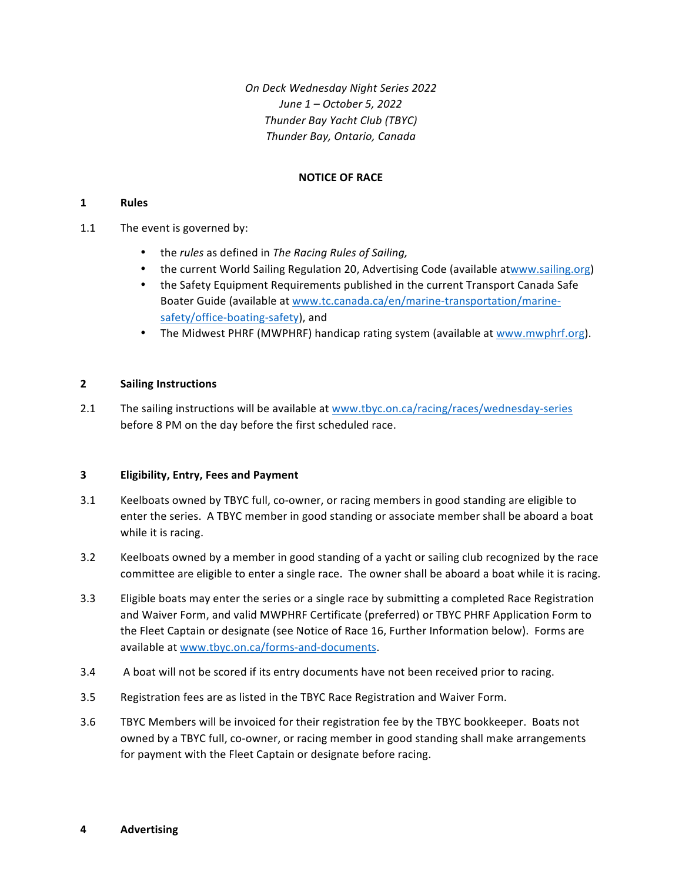*On Deck Wednesday Night Series 2022*
*June 1 – October 5, 2022*
*Thunder Bay Yacht Club (TBYC)*
*Thunder Bay, Ontario, Canada*

# NOTICE OF RACE

## 1 Rules

1.1 The event is governed by:

- the *rules* as defined in *The Racing Rules of Sailing,*
- the current World Sailing Regulation 20, Advertising Code (available atwww.sailing.org)
- the Safety Equipment Requirements published in the current Transport Canada Safe Boater Guide (available at www.tc.canada.ca/en/marine-transportation/marine-safety/office-boating-safety), and
- The Midwest PHRF (MWPHRF) handicap rating system (available at www.mwphrf.org).

## 2 Sailing Instructions

2.1 The sailing instructions will be available at www.tbyc.on.ca/racing/races/wednesday-series before 8 PM on the day before the first scheduled race.

## 3 Eligibility, Entry, Fees and Payment

3.1 Keelboats owned by TBYC full, co-owner, or racing members in good standing are eligible to enter the series. A TBYC member in good standing or associate member shall be aboard a boat while it is racing.

3.2 Keelboats owned by a member in good standing of a yacht or sailing club recognized by the race committee are eligible to enter a single race. The owner shall be aboard a boat while it is racing.

3.3 Eligible boats may enter the series or a single race by submitting a completed Race Registration and Waiver Form, and valid MWPHRF Certificate (preferred) or TBYC PHRF Application Form to the Fleet Captain or designate (see Notice of Race 16, Further Information below). Forms are available at www.tbyc.on.ca/forms-and-documents.

3.4 A boat will not be scored if its entry documents have not been received prior to racing.

3.5 Registration fees are as listed in the TBYC Race Registration and Waiver Form.

3.6 TBYC Members will be invoiced for their registration fee by the TBYC bookkeeper. Boats not owned by a TBYC full, co-owner, or racing member in good standing shall make arrangements for payment with the Fleet Captain or designate before racing.

## 4 Advertising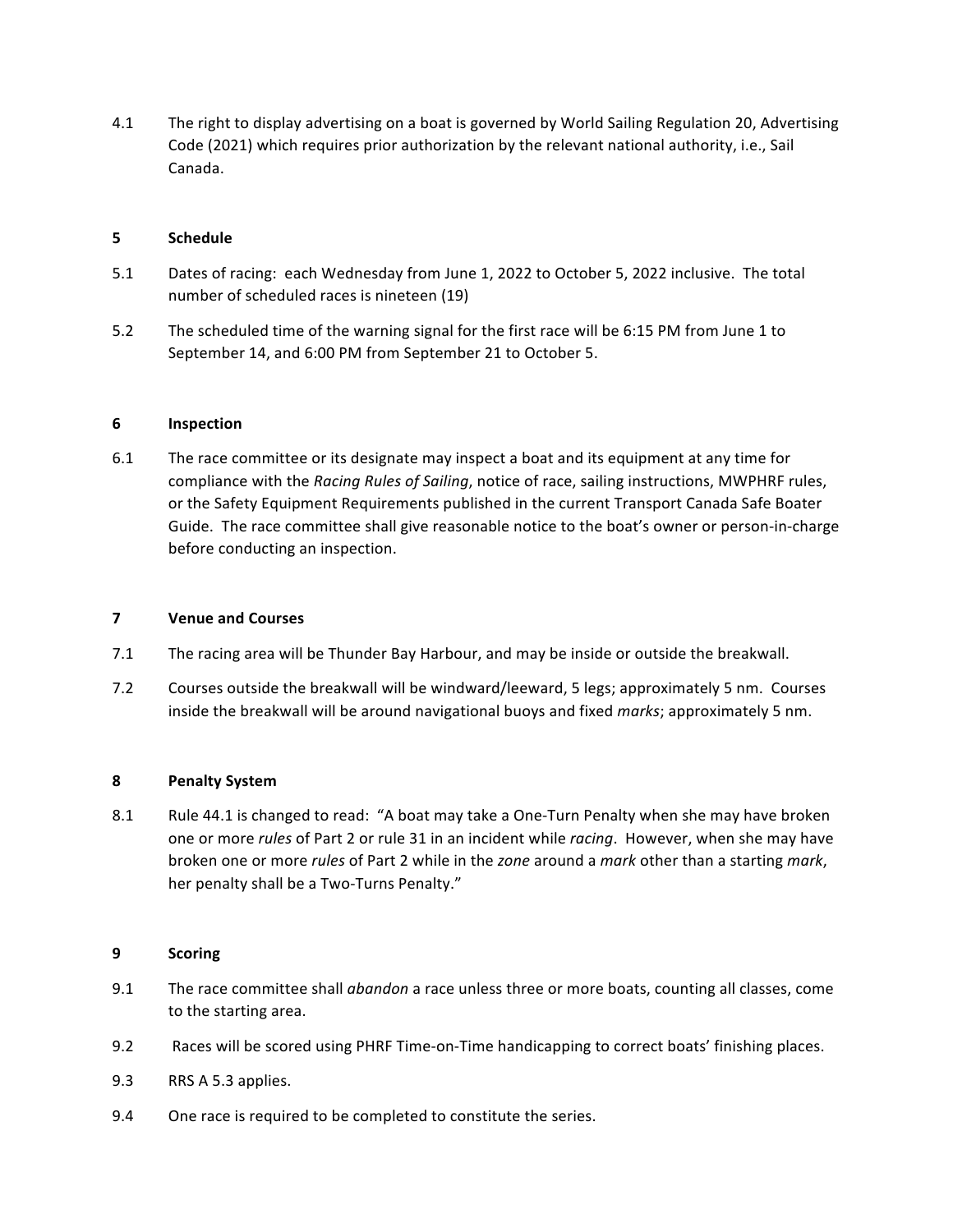4.1 The right to display advertising on a boat is governed by World Sailing Regulation 20, Advertising Code (2021) which requires prior authorization by the relevant national authority, i.e., Sail Canada.

## 5 Schedule

5.1 Dates of racing: each Wednesday from June 1, 2022 to October 5, 2022 inclusive. The total number of scheduled races is nineteen (19)

5.2 The scheduled time of the warning signal for the first race will be 6:15 PM from June 1 to September 14, and 6:00 PM from September 21 to October 5.

## 6 Inspection

6.1 The race committee or its designate may inspect a boat and its equipment at any time for compliance with the *Racing Rules of Sailing*, notice of race, sailing instructions, MWPHRF rules, or the Safety Equipment Requirements published in the current Transport Canada Safe Boater Guide. The race committee shall give reasonable notice to the boat's owner or person-in-charge before conducting an inspection.

## 7 Venue and Courses

7.1 The racing area will be Thunder Bay Harbour, and may be inside or outside the breakwall.

7.2 Courses outside the breakwall will be windward/leeward, 5 legs; approximately 5 nm. Courses inside the breakwall will be around navigational buoys and fixed *marks*; approximately 5 nm.

## 8 Penalty System

8.1 Rule 44.1 is changed to read: "A boat may take a One-Turn Penalty when she may have broken one or more *rules* of Part 2 or rule 31 in an incident while *racing*. However, when she may have broken one or more *rules* of Part 2 while in the *zone* around a *mark* other than a starting *mark*, her penalty shall be a Two-Turns Penalty."

## 9 Scoring

9.1 The race committee shall *abandon* a race unless three or more boats, counting all classes, come to the starting area.

9.2 Races will be scored using PHRF Time-on-Time handicapping to correct boats' finishing places.

9.3 RRS A 5.3 applies.

9.4 One race is required to be completed to constitute the series.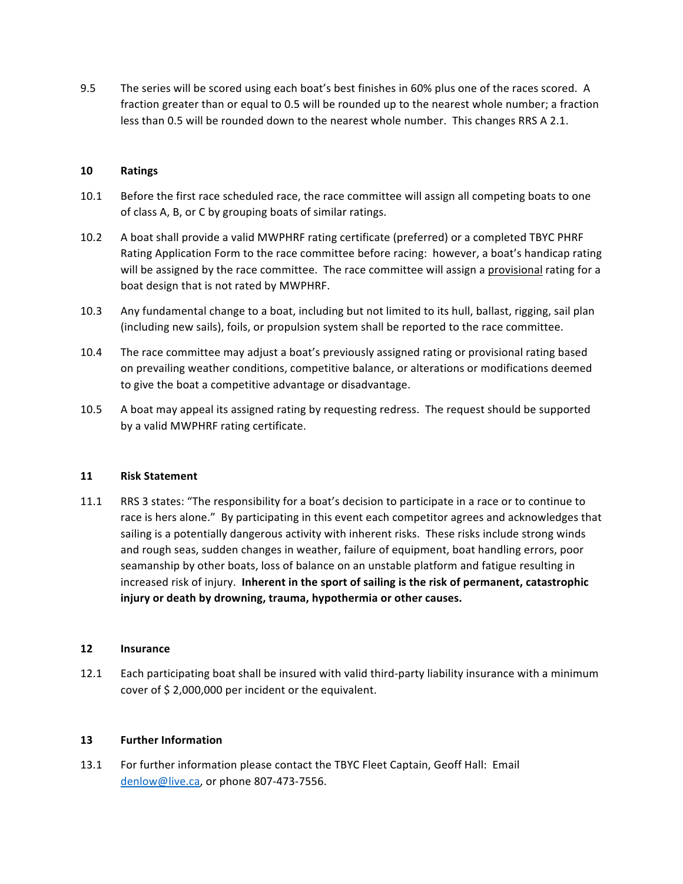9.5 The series will be scored using each boat's best finishes in 60% plus one of the races scored. A fraction greater than or equal to 0.5 will be rounded up to the nearest whole number; a fraction less than 0.5 will be rounded down to the nearest whole number. This changes RRS A 2.1.

## 10 Ratings

10.1 Before the first race scheduled race, the race committee will assign all competing boats to one of class A, B, or C by grouping boats of similar ratings.

10.2 A boat shall provide a valid MWPHRF rating certificate (preferred) or a completed TBYC PHRF Rating Application Form to the race committee before racing: however, a boat's handicap rating will be assigned by the race committee. The race committee will assign a provisional rating for a boat design that is not rated by MWPHRF.

10.3 Any fundamental change to a boat, including but not limited to its hull, ballast, rigging, sail plan (including new sails), foils, or propulsion system shall be reported to the race committee.

10.4 The race committee may adjust a boat's previously assigned rating or provisional rating based on prevailing weather conditions, competitive balance, or alterations or modifications deemed to give the boat a competitive advantage or disadvantage.

10.5 A boat may appeal its assigned rating by requesting redress. The request should be supported by a valid MWPHRF rating certificate.

## 11 Risk Statement

11.1 RRS 3 states: "The responsibility for a boat's decision to participate in a race or to continue to race is hers alone." By participating in this event each competitor agrees and acknowledges that sailing is a potentially dangerous activity with inherent risks. These risks include strong winds and rough seas, sudden changes in weather, failure of equipment, boat handling errors, poor seamanship by other boats, loss of balance on an unstable platform and fatigue resulting in increased risk of injury. **Inherent in the sport of sailing is the risk of permanent, catastrophic injury or death by drowning, trauma, hypothermia or other causes.**

## 12 Insurance

12.1 Each participating boat shall be insured with valid third-party liability insurance with a minimum cover of $ 2,000,000 per incident or the equivalent.

## 13 Further Information

13.1 For further information please contact the TBYC Fleet Captain, Geoff Hall: Email denlow@live.ca, or phone 807-473-7556.